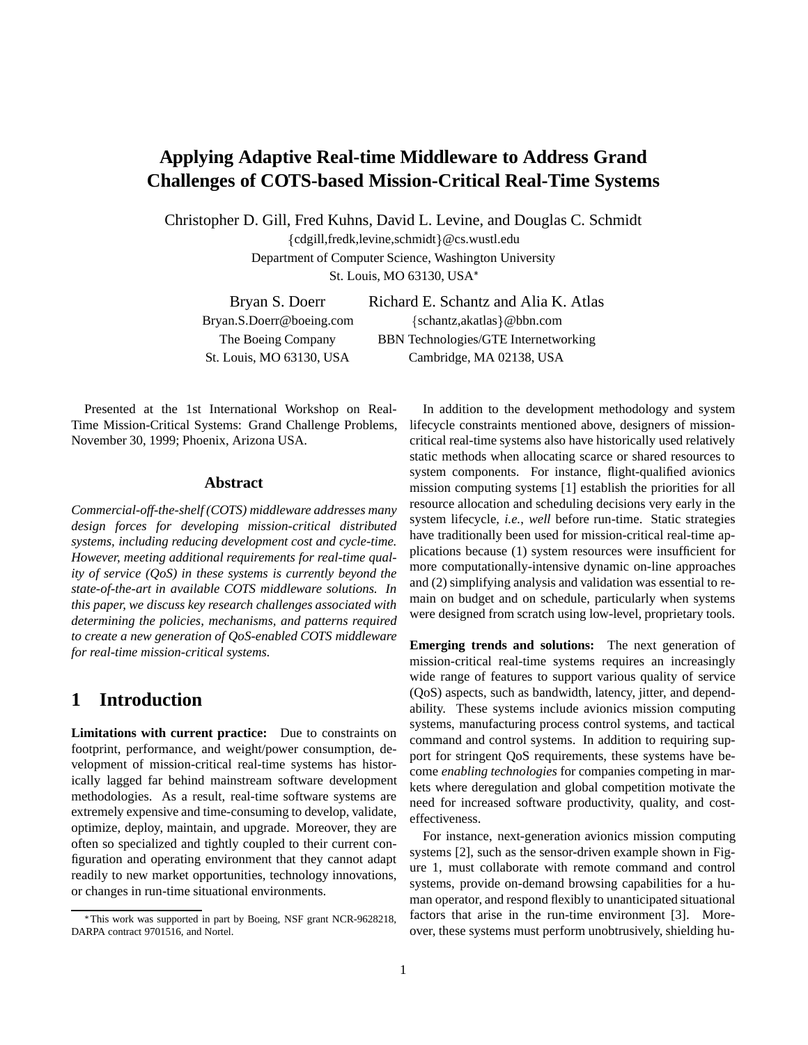# Applying Adaptive Real-time Middleware to Address Grand Challenges of COTS-based Mission-Critical Real-Time Systems

Christopher D. Gill, Fred Kuhns, David L. Levine, and Douglas C. Schmidt
{cdgill,fredk,levine,schmidt}@cs.wustl.edu
Department of Computer Science, Washington University
St. Louis, MO 63130, USA*

Bryan S. Doerr
Bryan.S.Doerr@boeing.com
The Boeing Company
St. Louis, MO 63130, USA

Richard E. Schantz and Alia K. Atlas
{schantz,akatlas}@bbn.com
BBN Technologies/GTE Internetworking
Cambridge, MA 02138, USA

Presented at the 1st International Workshop on Real-Time Mission-Critical Systems: Grand Challenge Problems, November 30, 1999; Phoenix, Arizona USA.

## Abstract

*Commercial-off-the-shelf (COTS) middleware addresses many design forces for developing mission-critical distributed systems, including reducing development cost and cycle-time. However, meeting additional requirements for real-time quality of service (QoS) in these systems is currently beyond the state-of-the-art in available COTS middleware solutions. In this paper, we discuss key research challenges associated with determining the policies, mechanisms, and patterns required to create a new generation of QoS-enabled COTS middleware for real-time mission-critical systems.*

## 1 Introduction

**Limitations with current practice:** Due to constraints on footprint, performance, and weight/power consumption, development of mission-critical real-time systems has historically lagged far behind mainstream software development methodologies. As a result, real-time software systems are extremely expensive and time-consuming to develop, validate, optimize, deploy, maintain, and upgrade. Moreover, they are often so specialized and tightly coupled to their current configuration and operating environment that they cannot adapt readily to new market opportunities, technology innovations, or changes in run-time situational environments.

In addition to the development methodology and system lifecycle constraints mentioned above, designers of mission-critical real-time systems also have historically used relatively static methods when allocating scarce or shared resources to system components. For instance, flight-qualified avionics mission computing systems [1] establish the priorities for all resource allocation and scheduling decisions very early in the system lifecycle, *i.e.*, *well* before run-time. Static strategies have traditionally been used for mission-critical real-time applications because (1) system resources were insufficient for more computationally-intensive dynamic on-line approaches and (2) simplifying analysis and validation was essential to remain on budget and on schedule, particularly when systems were designed from scratch using low-level, proprietary tools.

**Emerging trends and solutions:** The next generation of mission-critical real-time systems requires an increasingly wide range of features to support various quality of service (QoS) aspects, such as bandwidth, latency, jitter, and dependability. These systems include avionics mission computing systems, manufacturing process control systems, and tactical command and control systems. In addition to requiring support for stringent QoS requirements, these systems have become *enabling technologies* for companies competing in markets where deregulation and global competition motivate the need for increased software productivity, quality, and cost-effectiveness.

For instance, next-generation avionics mission computing systems [2], such as the sensor-driven example shown in Figure 1, must collaborate with remote command and control systems, provide on-demand browsing capabilities for a human operator, and respond flexibly to unanticipated situational factors that arise in the run-time environment [3]. Moreover, these systems must perform unobtrusively, shielding hu-

*This work was supported in part by Boeing, NSF grant NCR-9628218, DARPA contract 9701516, and Nortel.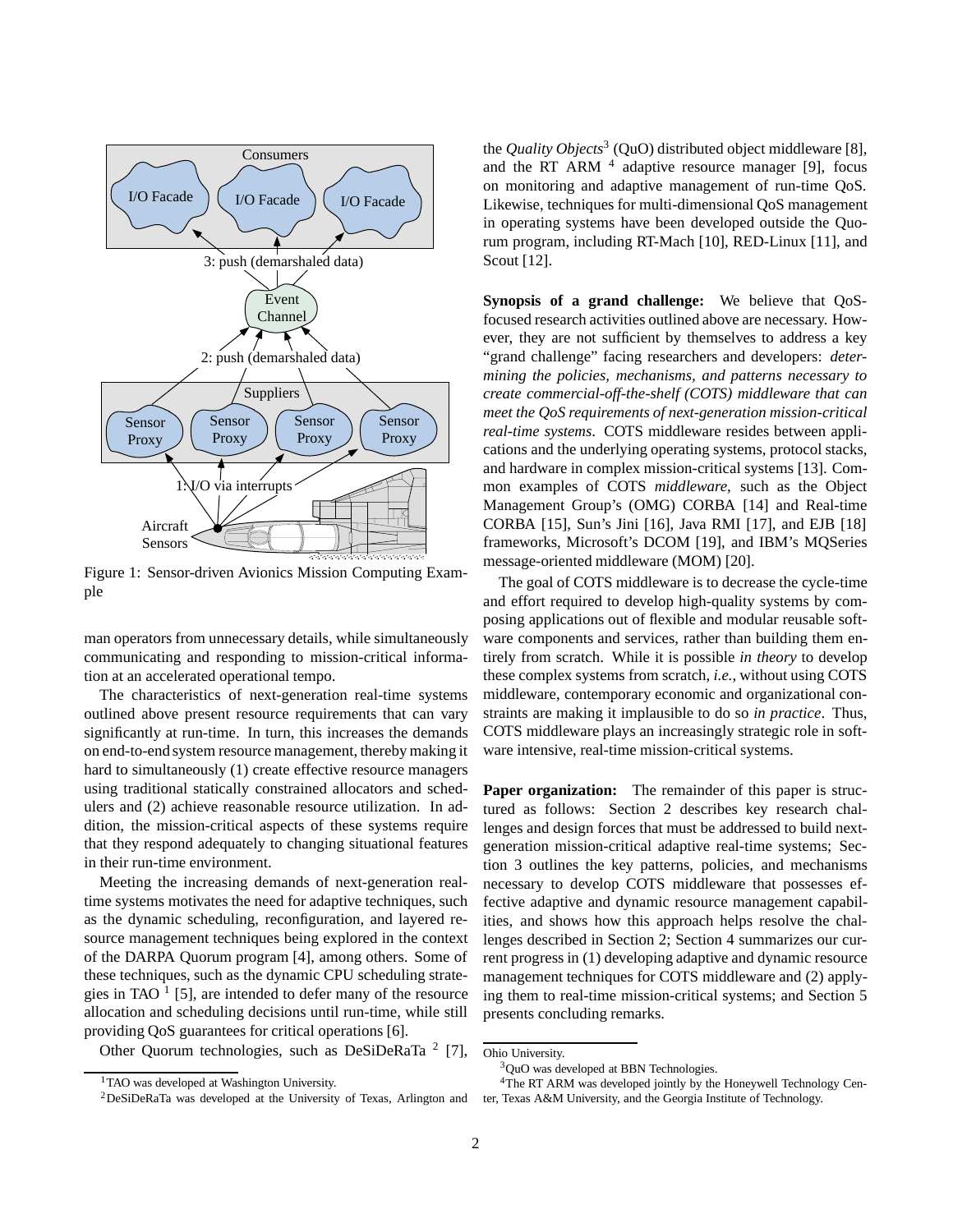Figure 1: Sensor-driven Avionics Mission Computing Example

man operators from unnecessary details, while simultaneously communicating and responding to mission-critical information at an accelerated operational tempo.

The characteristics of next-generation real-time systems outlined above present resource requirements that can vary significantly at run-time. In turn, this increases the demands on end-to-end system resource management, thereby making it hard to simultaneously (1) create effective resource managers using traditional statically constrained allocators and schedulers and (2) achieve reasonable resource utilization. In addition, the mission-critical aspects of these systems require that they respond adequately to changing situational features in their run-time environment.

Meeting the increasing demands of next-generation real-time systems motivates the need for adaptive techniques, such as the dynamic scheduling, reconfiguration, and layered resource management techniques being explored in the context of the DARPA Quorum program [4], among others. Some of these techniques, such as the dynamic CPU scheduling strategies in TAO [1] [5], are intended to defer many of the resource allocation and scheduling decisions until run-time, while still providing QoS guarantees for critical operations [6].

Other Quorum technologies, such as DeSiDeRaTa [2] [7], the *Quality Objects*[3] (QuO) distributed object middleware [8], and the RT ARM [4] adaptive resource manager [9], focus on monitoring and adaptive management of run-time QoS. Likewise, techniques for multi-dimensional QoS management in operating systems have been developed outside the Quorum program, including RT-Mach [10], RED-Linux [11], and Scout [12].

**Synopsis of a grand challenge:** We believe that QoS-focused research activities outlined above are necessary. However, they are not sufficient by themselves to address a key "grand challenge" facing researchers and developers: *determining the policies, mechanisms, and patterns necessary to create commercial-off-the-shelf (COTS) middleware that can meet the QoS requirements of next-generation mission-critical real-time systems*. COTS middleware resides between applications and the underlying operating systems, protocol stacks, and hardware in complex mission-critical systems [13]. Common examples of COTS *middleware*, such as the Object Management Group's (OMG) CORBA [14] and Real-time CORBA [15], Sun's Jini [16], Java RMI [17], and EJB [18] frameworks, Microsoft's DCOM [19], and IBM's MQSeries message-oriented middleware (MOM) [20].

The goal of COTS middleware is to decrease the cycle-time and effort required to develop high-quality systems by composing applications out of flexible and modular reusable software components and services, rather than building them entirely from scratch. While it is possible *in theory* to develop these complex systems from scratch, *i.e.*, without using COTS middleware, contemporary economic and organizational constraints are making it implausible to do so *in practice*. Thus, COTS middleware plays an increasingly strategic role in software intensive, real-time mission-critical systems.

**Paper organization:** The remainder of this paper is structured as follows: Section 2 describes key research challenges and design forces that must be addressed to build next-generation mission-critical adaptive real-time systems; Section 3 outlines the key patterns, policies, and mechanisms necessary to develop COTS middleware that possesses effective adaptive and dynamic resource management capabilities, and shows how this approach helps resolve the challenges described in Section 2; Section 4 summarizes our current progress in (1) developing adaptive and dynamic resource management techniques for COTS middleware and (2) applying them to real-time mission-critical systems; and Section 5 presents concluding remarks.

[1] TAO was developed at Washington University.

[2] DeSiDeRaTa was developed at the University of Texas, Arlington and Ohio University.

[3] QuO was developed at BBN Technologies.

[4] The RT ARM was developed jointly by the Honeywell Technology Center, Texas A&M University, and the Georgia Institute of Technology.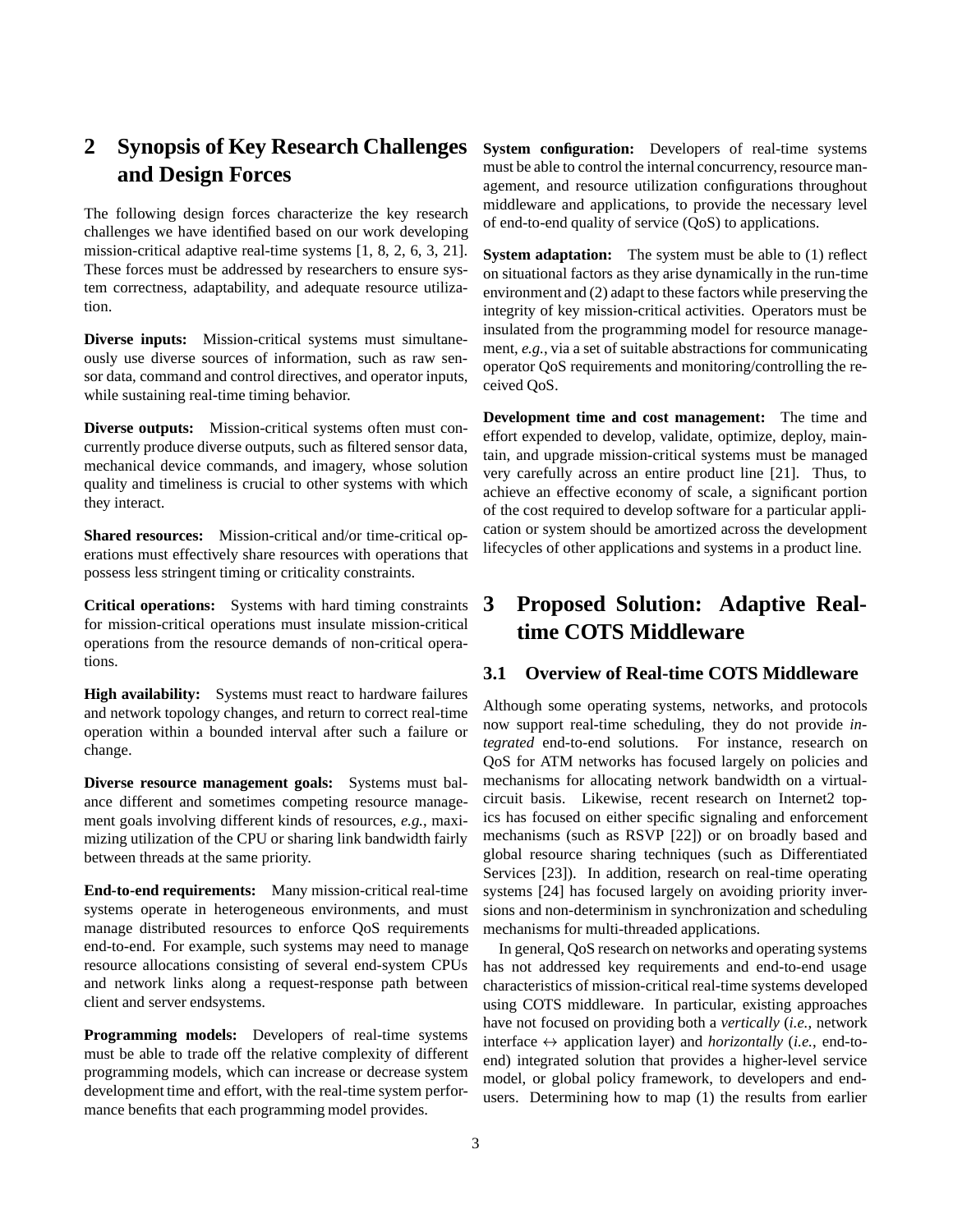# 2 Synopsis of Key Research Challenges and Design Forces

The following design forces characterize the key research challenges we have identified based on our work developing mission-critical adaptive real-time systems [1, 8, 2, 6, 3, 21]. These forces must be addressed by researchers to ensure system correctness, adaptability, and adequate resource utilization.

**Diverse inputs:** Mission-critical systems must simultaneously use diverse sources of information, such as raw sensor data, command and control directives, and operator inputs, while sustaining real-time timing behavior.

**Diverse outputs:** Mission-critical systems often must concurrently produce diverse outputs, such as filtered sensor data, mechanical device commands, and imagery, whose solution quality and timeliness is crucial to other systems with which they interact.

**Shared resources:** Mission-critical and/or time-critical operations must effectively share resources with operations that possess less stringent timing or criticality constraints.

**Critical operations:** Systems with hard timing constraints for mission-critical operations must insulate mission-critical operations from the resource demands of non-critical operations.

**High availability:** Systems must react to hardware failures and network topology changes, and return to correct real-time operation within a bounded interval after such a failure or change.

**Diverse resource management goals:** Systems must balance different and sometimes competing resource management goals involving different kinds of resources, *e.g.*, maximizing utilization of the CPU or sharing link bandwidth fairly between threads at the same priority.

**End-to-end requirements:** Many mission-critical real-time systems operate in heterogeneous environments, and must manage distributed resources to enforce QoS requirements end-to-end. For example, such systems may need to manage resource allocations consisting of several end-system CPUs and network links along a request-response path between client and server endsystems.

**Programming models:** Developers of real-time systems must be able to trade off the relative complexity of different programming models, which can increase or decrease system development time and effort, with the real-time system performance benefits that each programming model provides.

**System configuration:** Developers of real-time systems must be able to control the internal concurrency, resource management, and resource utilization configurations throughout middleware and applications, to provide the necessary level of end-to-end quality of service (QoS) to applications.

**System adaptation:** The system must be able to (1) reflect on situational factors as they arise dynamically in the run-time environment and (2) adapt to these factors while preserving the integrity of key mission-critical activities. Operators must be insulated from the programming model for resource management, *e.g.*, via a set of suitable abstractions for communicating operator QoS requirements and monitoring/controlling the received QoS.

**Development time and cost management:** The time and effort expended to develop, validate, optimize, deploy, maintain, and upgrade mission-critical systems must be managed very carefully across an entire product line [21]. Thus, to achieve an effective economy of scale, a significant portion of the cost required to develop software for a particular application or system should be amortized across the development lifecycles of other applications and systems in a product line.

# 3 Proposed Solution: Adaptive Real-time COTS Middleware

## 3.1 Overview of Real-time COTS Middleware

Although some operating systems, networks, and protocols now support real-time scheduling, they do not provide *integrated* end-to-end solutions. For instance, research on QoS for ATM networks has focused largely on policies and mechanisms for allocating network bandwidth on a virtual-circuit basis. Likewise, recent research on Internet2 topics has focused on either specific signaling and enforcement mechanisms (such as RSVP [22]) or on broadly based and global resource sharing techniques (such as Differentiated Services [23]). In addition, research on real-time operating systems [24] has focused largely on avoiding priority inversions and non-determinism in synchronization and scheduling mechanisms for multi-threaded applications.

In general, QoS research on networks and operating systems has not addressed key requirements and end-to-end usage characteristics of mission-critical real-time systems developed using COTS middleware. In particular, existing approaches have not focused on providing both a *vertically* (*i.e.*, network interface $\leftrightarrow$ application layer) and *horizontally* (*i.e.*, end-to-end) integrated solution that provides a higher-level service model, or global policy framework, to developers and end-users. Determining how to map (1) the results from earlier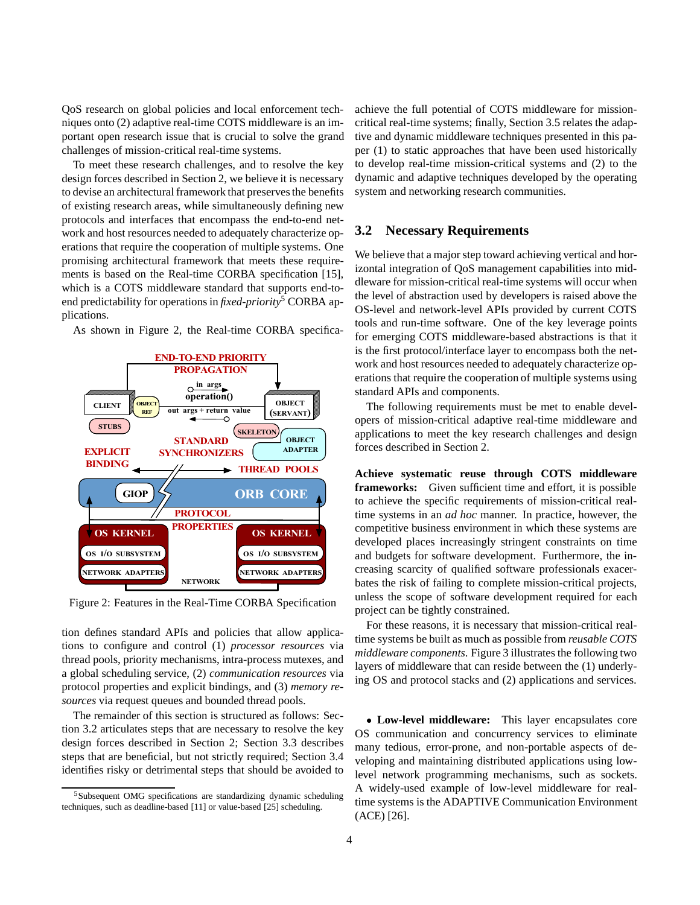QoS research on global policies and local enforcement techniques onto (2) adaptive real-time COTS middleware is an important open research issue that is crucial to solve the grand challenges of mission-critical real-time systems.

To meet these research challenges, and to resolve the key design forces described in Section 2, we believe it is necessary to devise an architectural framework that preserves the benefits of existing research areas, while simultaneously defining new protocols and interfaces that encompass the end-to-end network and host resources needed to adequately characterize operations that require the cooperation of multiple systems. One promising architectural framework that meets these requirements is based on the Real-time CORBA specification [15], which is a COTS middleware standard that supports end-to-end predictability for operations in *fixed-priority*[5] CORBA applications.

As shown in Figure 2, the Real-time CORBA specification defines standard APIs and policies that allow applications to configure and control (1) *processor resources* via thread pools, priority mechanisms, intra-process mutexes, and a global scheduling service, (2) *communication resources* via protocol properties and explicit bindings, and (3) *memory resources* via request queues and bounded thread pools.

Figure 2: Features in the Real-Time CORBA Specification

The remainder of this section is structured as follows: Section 3.2 articulates steps that are necessary to resolve the key design forces described in Section 2; Section 3.3 describes steps that are beneficial, but not strictly required; Section 3.4 identifies risky or detrimental steps that should be avoided to achieve the full potential of COTS middleware for mission-critical real-time systems; finally, Section 3.5 relates the adaptive and dynamic middleware techniques presented in this paper (1) to static approaches that have been used historically to develop real-time mission-critical systems and (2) to the dynamic and adaptive techniques developed by the operating system and networking research communities.

[5] Subsequent OMG specifications are standardizing dynamic scheduling techniques, such as deadline-based [11] or value-based [25] scheduling.

## 3.2 Necessary Requirements

We believe that a major step toward achieving vertical and horizontal integration of QoS management capabilities into middleware for mission-critical real-time systems will occur when the level of abstraction used by developers is raised above the OS-level and network-level APIs provided by current COTS tools and run-time software. One of the key leverage points for emerging COTS middleware-based abstractions is that it is the first protocol/interface layer to encompass both the network and host resources needed to adequately characterize operations that require the cooperation of multiple systems using standard APIs and components.

The following requirements must be met to enable developers of mission-critical adaptive real-time middleware and applications to meet the key research challenges and design forces described in Section 2.

**Achieve systematic reuse through COTS middleware frameworks:** Given sufficient time and effort, it is possible to achieve the specific requirements of mission-critical real-time systems in an *ad hoc* manner. In practice, however, the competitive business environment in which these systems are developed places increasingly stringent constraints on time and budgets for software development. Furthermore, the increasing scarcity of qualified software professionals exacerbates the risk of failing to complete mission-critical projects, unless the scope of software development required for each project can be tightly constrained.

For these reasons, it is necessary that mission-critical real-time systems be built as much as possible from *reusable COTS middleware components*. Figure 3 illustrates the following two layers of middleware that can reside between the (1) underlying OS and protocol stacks and (2) applications and services.

- **Low-level middleware:** This layer encapsulates core OS communication and concurrency services to eliminate many tedious, error-prone, and non-portable aspects of developing and maintaining distributed applications using low-level network programming mechanisms, such as sockets. A widely-used example of low-level middleware for real-time systems is the ADAPTIVE Communication Environment (ACE) [26].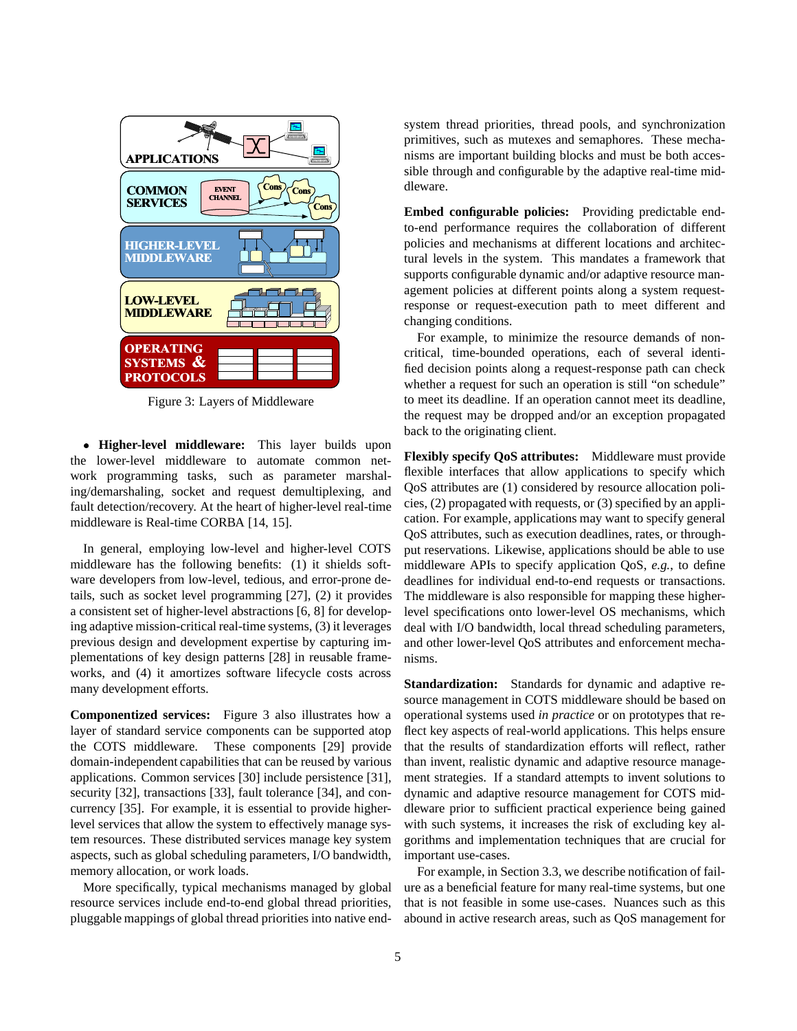Figure 3: Layers of Middleware

- **Higher-level middleware:** This layer builds upon the lower-level middleware to automate common network programming tasks, such as parameter marshaling/demarshaling, socket and request demultiplexing, and fault detection/recovery. At the heart of higher-level real-time middleware is Real-time CORBA [14, 15].

In general, employing low-level and higher-level COTS middleware has the following benefits: (1) it shields software developers from low-level, tedious, and error-prone details, such as socket level programming [27], (2) it provides a consistent set of higher-level abstractions [6, 8] for developing adaptive mission-critical real-time systems, (3) it leverages previous design and development expertise by capturing implementations of key design patterns [28] in reusable frameworks, and (4) it amortizes software lifecycle costs across many development efforts.

**Componentized services:** Figure 3 also illustrates how a layer of standard service components can be supported atop the COTS middleware. These components [29] provide domain-independent capabilities that can be reused by various applications. Common services [30] include persistence [31], security [32], transactions [33], fault tolerance [34], and concurrency [35]. For example, it is essential to provide higher-level services that allow the system to effectively manage system resources. These distributed services manage key system aspects, such as global scheduling parameters, I/O bandwidth, memory allocation, or work loads.

More specifically, typical mechanisms managed by global resource services include end-to-end global thread priorities, pluggable mappings of global thread priorities into native end-system thread priorities, thread pools, and synchronization primitives, such as mutexes and semaphores. These mechanisms are important building blocks and must be both accessible through and configurable by the adaptive real-time middleware.

**Embed configurable policies:** Providing predictable end-to-end performance requires the collaboration of different policies and mechanisms at different locations and architectural levels in the system. This mandates a framework that supports configurable dynamic and/or adaptive resource management policies at different points along a system request-response or request-execution path to meet different and changing conditions.

For example, to minimize the resource demands of non-critical, time-bounded operations, each of several identified decision points along a request-response path can check whether a request for such an operation is still "on schedule" to meet its deadline. If an operation cannot meet its deadline, the request may be dropped and/or an exception propagated back to the originating client.

**Flexibly specify QoS attributes:** Middleware must provide flexible interfaces that allow applications to specify which QoS attributes are (1) considered by resource allocation policies, (2) propagated with requests, or (3) specified by an application. For example, applications may want to specify general QoS attributes, such as execution deadlines, rates, or throughput reservations. Likewise, applications should be able to use middleware APIs to specify application QoS, *e.g.,* to define deadlines for individual end-to-end requests or transactions. The middleware is also responsible for mapping these higher-level specifications onto lower-level OS mechanisms, which deal with I/O bandwidth, local thread scheduling parameters, and other lower-level QoS attributes and enforcement mechanisms.

**Standardization:** Standards for dynamic and adaptive resource management in COTS middleware should be based on operational systems used *in practice* or on prototypes that reflect key aspects of real-world applications. This helps ensure that the results of standardization efforts will reflect, rather than invent, realistic dynamic and adaptive resource management strategies. If a standard attempts to invent solutions to dynamic and adaptive resource management for COTS middleware prior to sufficient practical experience being gained with such systems, it increases the risk of excluding key algorithms and implementation techniques that are crucial for important use-cases.

For example, in Section 3.3, we describe notification of failure as a beneficial feature for many real-time systems, but one that is not feasible in some use-cases. Nuances such as this abound in active research areas, such as QoS management for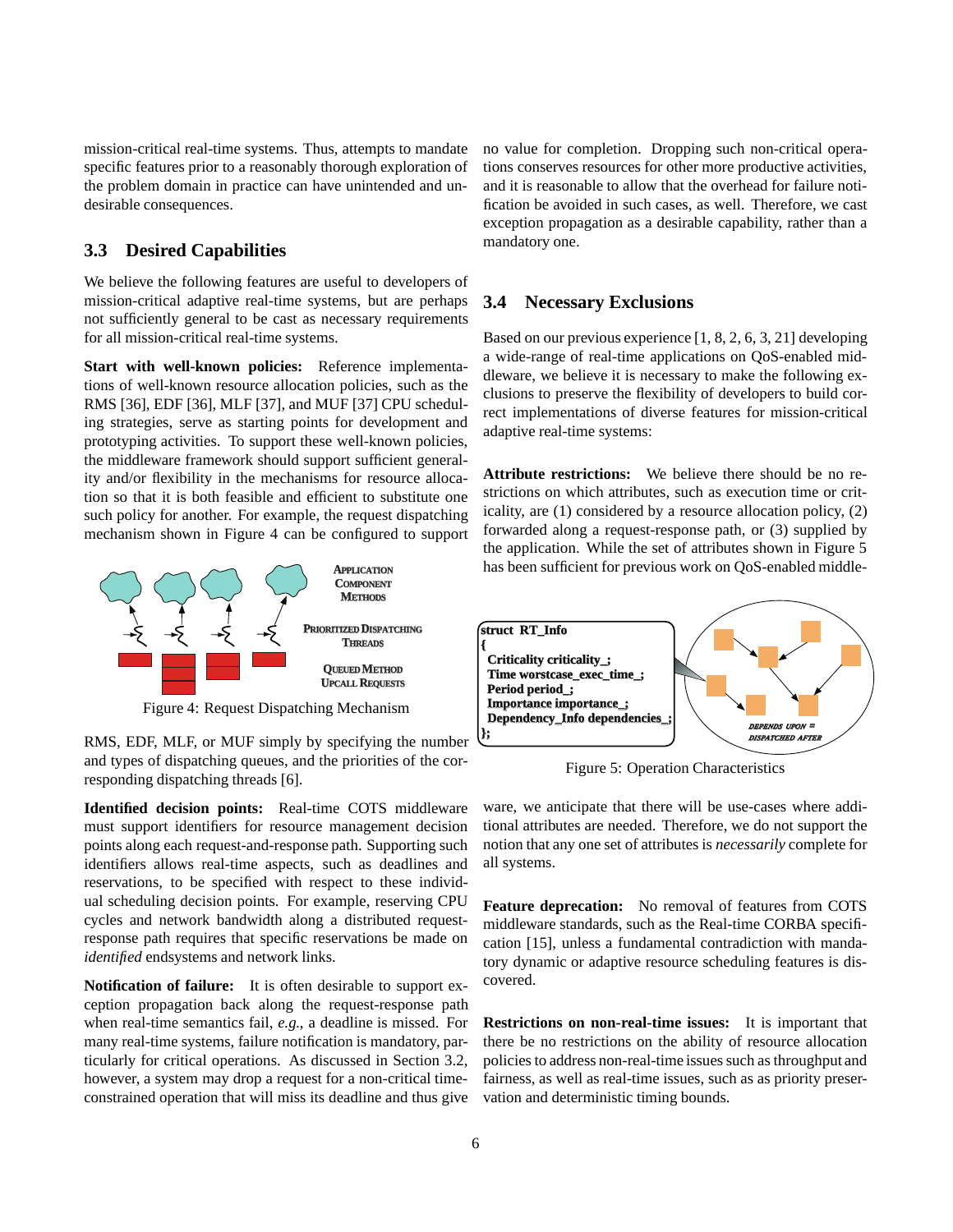mission-critical real-time systems. Thus, attempts to mandate specific features prior to a reasonably thorough exploration of the problem domain in practice can have unintended and undesirable consequences.

### 3.3 Desired Capabilities

We believe the following features are useful to developers of mission-critical adaptive real-time systems, but are perhaps not sufficiently general to be cast as necessary requirements for all mission-critical real-time systems.

**Start with well-known policies:** Reference implementations of well-known resource allocation policies, such as the RMS [36], EDF [36], MLF [37], and MUF [37] CPU scheduling strategies, serve as starting points for development and prototyping activities. To support these well-known policies, the middleware framework should support sufficient generality and/or flexibility in the mechanisms for resource allocation so that it is both feasible and efficient to substitute one such policy for another. For example, the request dispatching mechanism shown in Figure 4 can be configured to support RMS, EDF, MLF, or MUF simply by specifying the number and types of dispatching queues, and the priorities of the corresponding dispatching threads [6].

Figure 4: Request Dispatching Mechanism

**Identified decision points:** Real-time COTS middleware must support identifiers for resource management decision points along each request-and-response path. Supporting such identifiers allows real-time aspects, such as deadlines and reservations, to be specified with respect to these individual scheduling decision points. For example, reserving CPU cycles and network bandwidth along a distributed request-response path requires that specific reservations be made on *identified* endsystems and network links.

**Notification of failure:** It is often desirable to support exception propagation back along the request-response path when real-time semantics fail, *e.g.*, a deadline is missed. For many real-time systems, failure notification is mandatory, particularly for critical operations. As discussed in Section 3.2, however, a system may drop a request for a non-critical time-constrained operation that will miss its deadline and thus give no value for completion. Dropping such non-critical operations conserves resources for other more productive activities, and it is reasonable to allow that the overhead for failure notification be avoided in such cases, as well. Therefore, we cast exception propagation as a desirable capability, rather than a mandatory one.

### 3.4 Necessary Exclusions

Based on our previous experience [1, 8, 2, 6, 3, 21] developing a wide-range of real-time applications on QoS-enabled middleware, we believe it is necessary to make the following exclusions to preserve the flexibility of developers to build correct implementations of diverse features for mission-critical adaptive real-time systems:

**Attribute restrictions:** We believe there should be no restrictions on which attributes, such as execution time or criticality, are (1) considered by a resource allocation policy, (2) forwarded along a request-response path, or (3) supplied by the application. While the set of attributes shown in Figure 5 has been sufficient for previous work on QoS-enabled middleware, we anticipate that there will be use-cases where additional attributes are needed. Therefore, we do not support the notion that any one set of attributes is *necessarily* complete for all systems.

```
struct RT_Info
{
  Criticality criticality_;
  Time worstcase_exec_time_;
  Period period_;
  Importance importance_;
  Dependency_Info dependencies_;
};
```

Figure 5: Operation Characteristics

**Feature deprecation:** No removal of features from COTS middleware standards, such as the Real-time CORBA specification [15], unless a fundamental contradiction with mandatory dynamic or adaptive resource scheduling features is discovered.

**Restrictions on non-real-time issues:** It is important that there be no restrictions on the ability of resource allocation policies to address non-real-time issues such as throughput and fairness, as well as real-time issues, such as as priority preservation and deterministic timing bounds.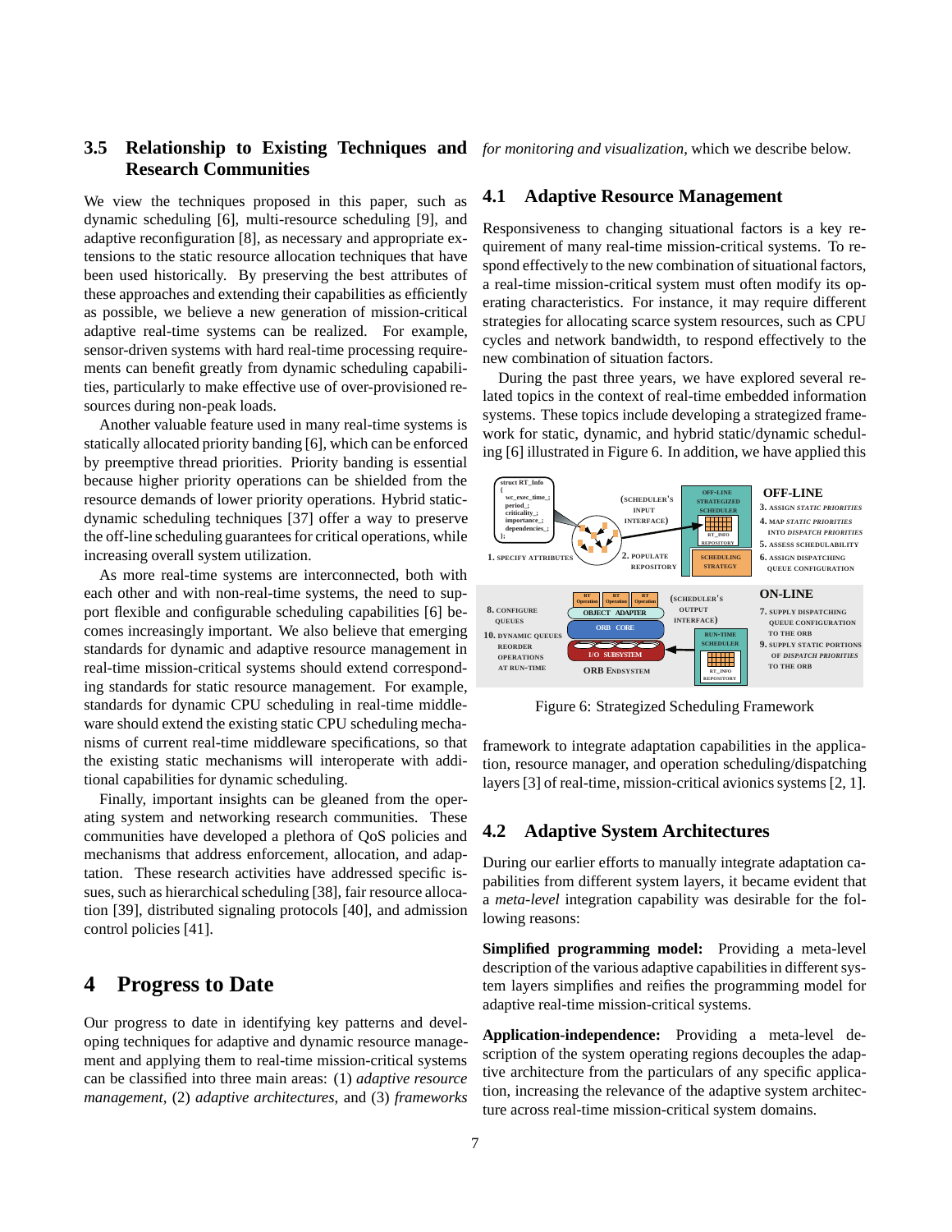### 3.5 Relationship to Existing Techniques and Research Communities

We view the techniques proposed in this paper, such as dynamic scheduling [6], multi-resource scheduling [9], and adaptive reconfiguration [8], as necessary and appropriate extensions to the static resource allocation techniques that have been used historically. By preserving the best attributes of these approaches and extending their capabilities as efficiently as possible, we believe a new generation of mission-critical adaptive real-time systems can be realized. For example, sensor-driven systems with hard real-time processing requirements can benefit greatly from dynamic scheduling capabilities, particularly to make effective use of over-provisioned resources during non-peak loads.

Another valuable feature used in many real-time systems is statically allocated priority banding [6], which can be enforced by preemptive thread priorities. Priority banding is essential because higher priority operations can be shielded from the resource demands of lower priority operations. Hybrid static-dynamic scheduling techniques [37] offer a way to preserve the off-line scheduling guarantees for critical operations, while increasing overall system utilization.

As more real-time systems are interconnected, both with each other and with non-real-time systems, the need to support flexible and configurable scheduling capabilities [6] becomes increasingly important. We also believe that emerging standards for dynamic and adaptive resource management in real-time mission-critical systems should extend corresponding standards for static resource management. For example, standards for dynamic CPU scheduling in real-time middleware should extend the existing static CPU scheduling mechanisms of current real-time middleware specifications, so that the existing static mechanisms will interoperate with additional capabilities for dynamic scheduling.

Finally, important insights can be gleaned from the operating system and networking research communities. These communities have developed a plethora of QoS policies and mechanisms that address enforcement, allocation, and adaptation. These research activities have addressed specific issues, such as hierarchical scheduling [38], fair resource allocation [39], distributed signaling protocols [40], and admission control policies [41].

## 4 Progress to Date

Our progress to date in identifying key patterns and developing techniques for adaptive and dynamic resource management and applying them to real-time mission-critical systems can be classified into three main areas: (1) *adaptive resource management*, (2) *adaptive architectures*, and (3) *frameworks for monitoring and visualization*, which we describe below.

### 4.1 Adaptive Resource Management

Responsiveness to changing situational factors is a key requirement of many real-time mission-critical systems. To respond effectively to the new combination of situational factors, a real-time mission-critical system must often modify its operating characteristics. For instance, it may require different strategies for allocating scarce system resources, such as CPU cycles and network bandwidth, to respond effectively to the new combination of situation factors.

During the past three years, we have explored several related topics in the context of real-time embedded information systems. These topics include developing a strategized framework for static, dynamic, and hybrid static/dynamic scheduling [6] illustrated in Figure 6. In addition, we have applied this framework to integrate adaptation capabilities in the application, resource manager, and operation scheduling/dispatching layers [3] of real-time, mission-critical avionics systems [2, 1].

Figure 6: Strategized Scheduling Framework

### 4.2 Adaptive System Architectures

During our earlier efforts to manually integrate adaptation capabilities from different system layers, it became evident that a *meta-level* integration capability was desirable for the following reasons:

**Simplified programming model:** Providing a meta-level description of the various adaptive capabilities in different system layers simplifies and reifies the programming model for adaptive real-time mission-critical systems.

**Application-independence:** Providing a meta-level description of the system operating regions decouples the adaptive architecture from the particulars of any specific application, increasing the relevance of the adaptive system architecture across real-time mission-critical system domains.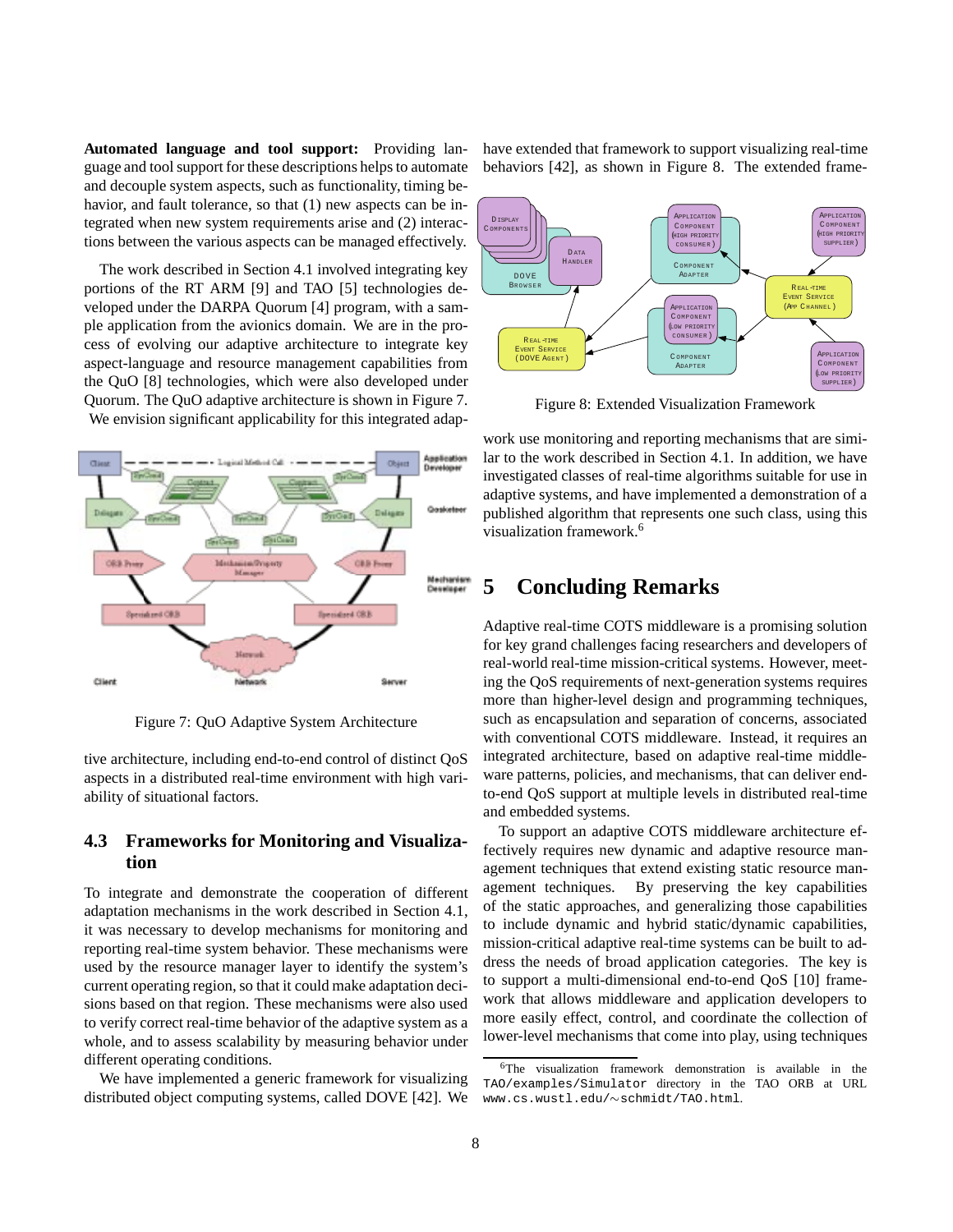**Automated language and tool support:** Providing language and tool support for these descriptions helps to automate and decouple system aspects, such as functionality, timing behavior, and fault tolerance, so that (1) new aspects can be integrated when new system requirements arise and (2) interactions between the various aspects can be managed effectively.

The work described in Section 4.1 involved integrating key portions of the RT ARM [9] and TAO [5] technologies developed under the DARPA Quorum [4] program, with a sample application from the avionics domain. We are in the process of evolving our adaptive architecture to integrate key aspect-language and resource management capabilities from the QuO [8] technologies, which were also developed under Quorum. The QuO adaptive architecture is shown in Figure 7. We envision significant applicability for this integrated adaptive architecture, including end-to-end control of distinct QoS aspects in a distributed real-time environment with high variability of situational factors.

Figure 7: QuO Adaptive System Architecture

### 4.3 Frameworks for Monitoring and Visualization

To integrate and demonstrate the cooperation of different adaptation mechanisms in the work described in Section 4.1, it was necessary to develop mechanisms for monitoring and reporting real-time system behavior. These mechanisms were used by the resource manager layer to identify the system's current operating region, so that it could make adaptation decisions based on that region. These mechanisms were also used to verify correct real-time behavior of the adaptive system as a whole, and to assess scalability by measuring behavior under different operating conditions.

We have implemented a generic framework for visualizing distributed object computing systems, called DOVE [42]. We have extended that framework to support visualizing real-time behaviors [42], as shown in Figure 8. The extended framework use monitoring and reporting mechanisms that are similar to the work described in Section 4.1. In addition, we have investigated classes of real-time algorithms suitable for use in adaptive systems, and have implemented a demonstration of a published algorithm that represents one such class, using this visualization framework.[6]

Figure 8: Extended Visualization Framework

## 5 Concluding Remarks

Adaptive real-time COTS middleware is a promising solution for key grand challenges facing researchers and developers of real-world real-time mission-critical systems. However, meeting the QoS requirements of next-generation systems requires more than higher-level design and programming techniques, such as encapsulation and separation of concerns, associated with conventional COTS middleware. Instead, it requires an integrated architecture, based on adaptive real-time middleware patterns, policies, and mechanisms, that can deliver end-to-end QoS support at multiple levels in distributed real-time and embedded systems.

To support an adaptive COTS middleware architecture effectively requires new dynamic and adaptive resource management techniques that extend existing static resource management techniques. By preserving the key capabilities of the static approaches, and generalizing those capabilities to include dynamic and hybrid static/dynamic capabilities, mission-critical adaptive real-time systems can be built to address the needs of broad application categories. The key is to support a multi-dimensional end-to-end QoS [10] framework that allows middleware and application developers to more easily effect, control, and coordinate the collection of lower-level mechanisms that come into play, using techniques

[6] The visualization framework demonstration is available in the `TAO/examples/Simulator` directory in the TAO ORB at URL `www.cs.wustl.edu/~schmidt/TAO.html`.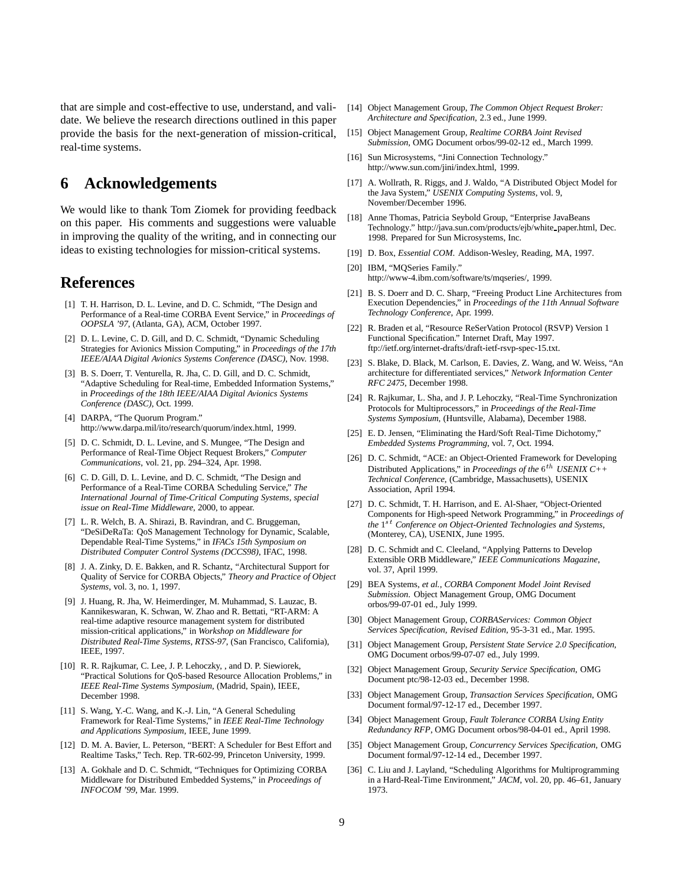that are simple and cost-effective to use, understand, and validate. We believe the research directions outlined in this paper provide the basis for the next-generation of mission-critical, real-time systems.

# 6 Acknowledgements

We would like to thank Tom Ziomek for providing feedback on this paper. His comments and suggestions were valuable in improving the quality of the writing, and in connecting our ideas to existing technologies for mission-critical systems.

# References

[1] T. H. Harrison, D. L. Levine, and D. C. Schmidt, "The Design and Performance of a Real-time CORBA Event Service," in *Proceedings of OOPSLA '97*, (Atlanta, GA), ACM, October 1997.

[2] D. L. Levine, C. D. Gill, and D. C. Schmidt, "Dynamic Scheduling Strategies for Avionics Mission Computing," in *Proceedings of the 17th IEEE/AIAA Digital Avionics Systems Conference (DASC)*, Nov. 1998.

[3] B. S. Doerr, T. Venturella, R. Jha, C. D. Gill, and D. C. Schmidt, "Adaptive Scheduling for Real-time, Embedded Information Systems," in *Proceedings of the 18th IEEE/AIAA Digital Avionics Systems Conference (DASC)*, Oct. 1999.

[4] DARPA, "The Quorum Program." http://www.darpa.mil/ito/research/quorum/index.html, 1999.

[5] D. C. Schmidt, D. L. Levine, and S. Mungee, "The Design and Performance of Real-Time Object Request Brokers," *Computer Communications*, vol. 21, pp. 294–324, Apr. 1998.

[6] C. D. Gill, D. L. Levine, and D. C. Schmidt, "The Design and Performance of a Real-Time CORBA Scheduling Service," *The International Journal of Time-Critical Computing Systems, special issue on Real-Time Middleware*, 2000, to appear.

[7] L. R. Welch, B. A. Shirazi, B. Ravindran, and C. Bruggeman, "DeSiDeRaTa: QoS Management Technology for Dynamic, Scalable, Dependable Real-Time Systems," in *IFACs 15th Symposium on Distributed Computer Control Systems (DCCS98)*, IFAC, 1998.

[8] J. A. Zinky, D. E. Bakken, and R. Schantz, "Architectural Support for Quality of Service for CORBA Objects," *Theory and Practice of Object Systems*, vol. 3, no. 1, 1997.

[9] J. Huang, R. Jha, W. Heimerdinger, M. Muhammad, S. Lauzac, B. Kannikeswaran, K. Schwan, W. Zhao and R. Bettati, "RT-ARM: A real-time adaptive resource management system for distributed mission-critical applications," in *Workshop on Middleware for Distributed Real-Time Systems, RTSS-97*, (San Francisco, California), IEEE, 1997.

[10] R. R. Rajkumar, C. Lee, J. P. Lehoczky, , and D. P. Siewiorek, "Practical Solutions for QoS-based Resource Allocation Problems," in *IEEE Real-Time Systems Symposium*, (Madrid, Spain), IEEE, December 1998.

[11] S. Wang, Y.-C. Wang, and K.-J. Lin, "A General Scheduling Framework for Real-Time Systems," in *IEEE Real-Time Technology and Applications Symposium*, IEEE, June 1999.

[12] D. M. A. Bavier, L. Peterson, "BERT: A Scheduler for Best Effort and Realtime Tasks," Tech. Rep. TR-602-99, Princeton University, 1999.

[13] A. Gokhale and D. C. Schmidt, "Techniques for Optimizing CORBA Middleware for Distributed Embedded Systems," in *Proceedings of INFOCOM '99*, Mar. 1999.

[14] Object Management Group, *The Common Object Request Broker: Architecture and Specification*, 2.3 ed., June 1999.

[15] Object Management Group, *Realtime CORBA Joint Revised Submission*, OMG Document orbos/99-02-12 ed., March 1999.

[16] Sun Microsystems, "Jini Connection Technology." http://www.sun.com/jini/index.html, 1999.

[17] A. Wollrath, R. Riggs, and J. Waldo, "A Distributed Object Model for the Java System," *USENIX Computing Systems*, vol. 9, November/December 1996.

[18] Anne Thomas, Patricia Seybold Group, "Enterprise JavaBeans Technology." http://java.sun.com/products/ejb/white_paper.html, Dec. 1998. Prepared for Sun Microsystems, Inc.

[19] D. Box, *Essential COM*. Addison-Wesley, Reading, MA, 1997.

[20] IBM, "MQSeries Family." http://www-4.ibm.com/software/ts/mqseries/, 1999.

[21] B. S. Doerr and D. C. Sharp, "Freeing Product Line Architectures from Execution Dependencies," in *Proceedings of the 11th Annual Software Technology Conference*, Apr. 1999.

[22] R. Braden et al, "Resource ReSerVation Protocol (RSVP) Version 1 Functional Specification." Internet Draft, May 1997. ftp://ietf.org/internet-drafts/draft-ietf-rsvp-spec-15.txt.

[23] S. Blake, D. Black, M. Carlson, E. Davies, Z. Wang, and W. Weiss, "An architecture for differentiated services," *Network Information Center RFC 2475*, December 1998.

[24] R. Rajkumar, L. Sha, and J. P. Lehoczky, "Real-Time Synchronization Protocols for Multiprocessors," in *Proceedings of the Real-Time Systems Symposium*, (Huntsville, Alabama), December 1988.

[25] E. D. Jensen, "Eliminating the Hard/Soft Real-Time Dichotomy," *Embedded Systems Programming*, vol. 7, Oct. 1994.

[26] D. C. Schmidt, "ACE: an Object-Oriented Framework for Developing Distributed Applications," in *Proceedings of the $6^{th}$ USENIX C++ Technical Conference*, (Cambridge, Massachusetts), USENIX Association, April 1994.

[27] D. C. Schmidt, T. H. Harrison, and E. Al-Shaer, "Object-Oriented Components for High-speed Network Programming," in *Proceedings of the $1^{st}$ Conference on Object-Oriented Technologies and Systems*, (Monterey, CA), USENIX, June 1995.

[28] D. C. Schmidt and C. Cleeland, "Applying Patterns to Develop Extensible ORB Middleware," *IEEE Communications Magazine*, vol. 37, April 1999.

[29] BEA Systems, *et al.*, *CORBA Component Model Joint Revised Submission*. Object Management Group, OMG Document orbos/99-07-01 ed., July 1999.

[30] Object Management Group, *CORBAServices: Common Object Services Specification, Revised Edition*, 95-3-31 ed., Mar. 1995.

[31] Object Management Group, *Persistent State Service 2.0 Specification*, OMG Document orbos/99-07-07 ed., July 1999.

[32] Object Management Group, *Security Service Specification*, OMG Document ptc/98-12-03 ed., December 1998.

[33] Object Management Group, *Transaction Services Specification*, OMG Document formal/97-12-17 ed., December 1997.

[34] Object Management Group, *Fault Tolerance CORBA Using Entity Redundancy RFP*, OMG Document orbos/98-04-01 ed., April 1998.

[35] Object Management Group, *Concurrency Services Specification*, OMG Document formal/97-12-14 ed., December 1997.

[36] C. Liu and J. Layland, "Scheduling Algorithms for Multiprogramming in a Hard-Real-Time Environment," *JACM*, vol. 20, pp. 46–61, January 1973.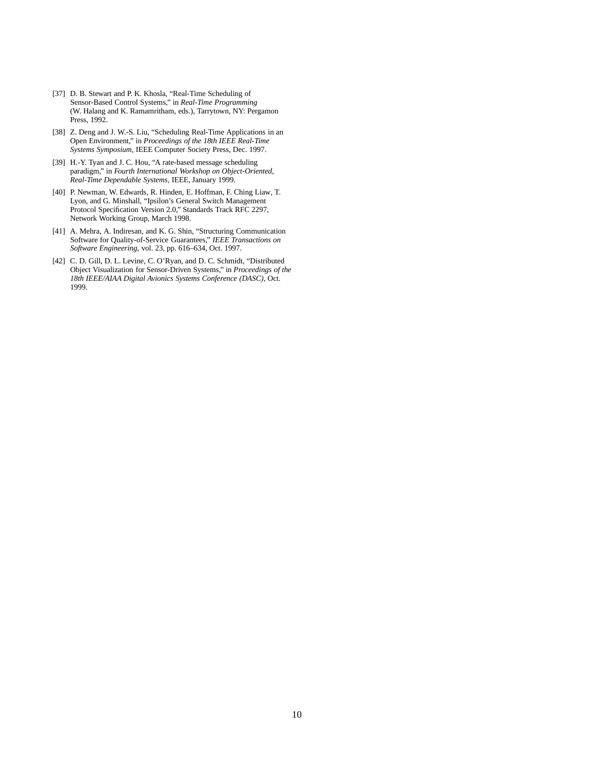[37] D. B. Stewart and P. K. Khosla, "Real-Time Scheduling of Sensor-Based Control Systems," in *Real-Time Programming* (W. Halang and K. Ramamritham, eds.), Tarrytown, NY: Pergamon Press, 1992.

[38] Z. Deng and J. W.-S. Liu, "Scheduling Real-Time Applications in an Open Environment," in *Proceedings of the 18th IEEE Real-Time Systems Symposium*, IEEE Computer Society Press, Dec. 1997.

[39] H.-Y. Tyan and J. C. Hou, "A rate-based message scheduling paradigm," in *Fourth International Workshop on Object-Oriented, Real-Time Dependable Systems*, IEEE, January 1999.

[40] P. Newman, W. Edwards, R. Hinden, E. Hoffman, F. Ching Liaw, T. Lyon, and G. Minshall, "Ipsilon's General Switch Management Protocol Specification Version 2.0," Standards Track RFC 2297, Network Working Group, March 1998.

[41] A. Mehra, A. Indiresan, and K. G. Shin, "Structuring Communication Software for Quality-of-Service Guarantees," *IEEE Transactions on Software Engineering*, vol. 23, pp. 616–634, Oct. 1997.

[42] C. D. Gill, D. L. Levine, C. O'Ryan, and D. C. Schmidt, "Distributed Object Visualization for Sensor-Driven Systems," in *Proceedings of the 18th IEEE/AIAA Digital Avionics Systems Conference (DASC)*, Oct. 1999.